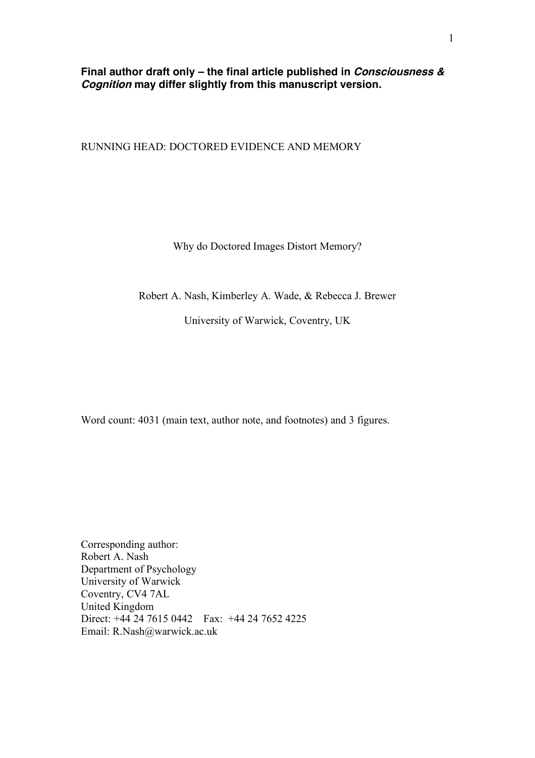**Final author draft only – the final article published in *Consciousness & Cognition* may differ slightly from this manuscript version.**

RUNNING HEAD: DOCTORED EVIDENCE AND MEMORY

# Why do Doctored Images Distort Memory?

Robert A. Nash, Kimberley A. Wade, & Rebecca J. Brewer

University of Warwick, Coventry, UK

Word count: 4031 (main text, author note, and footnotes) and 3 figures.

Corresponding author:  
Robert A. Nash  
Department of Psychology  
University of Warwick  
Coventry, CV4 7AL  
United Kingdom  
Direct: +44 24 7615 0442 Fax: +44 24 7652 4225  
Email: R.Nash@warwick.ac.uk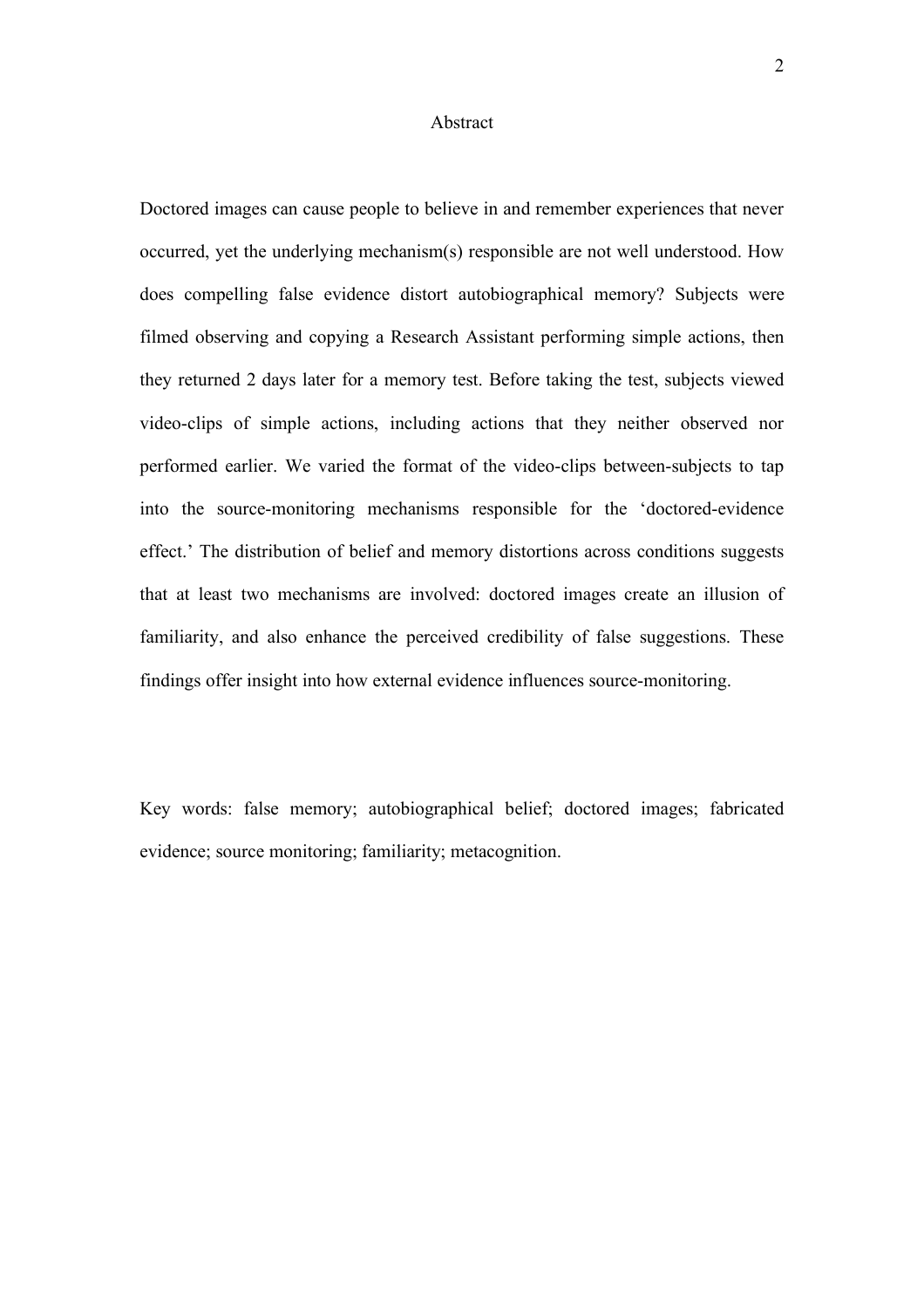# Abstract

Doctored images can cause people to believe in and remember experiences that never occurred, yet the underlying mechanism(s) responsible are not well understood. How does compelling false evidence distort autobiographical memory? Subjects were filmed observing and copying a Research Assistant performing simple actions, then they returned 2 days later for a memory test. Before taking the test, subjects viewed video-clips of simple actions, including actions that they neither observed nor performed earlier. We varied the format of the video-clips between-subjects to tap into the source-monitoring mechanisms responsible for the 'doctored-evidence effect.' The distribution of belief and memory distortions across conditions suggests that at least two mechanisms are involved: doctored images create an illusion of familiarity, and also enhance the perceived credibility of false suggestions. These findings offer insight into how external evidence influences source-monitoring.

Key words: false memory; autobiographical belief; doctored images; fabricated evidence; source monitoring; familiarity; metacognition.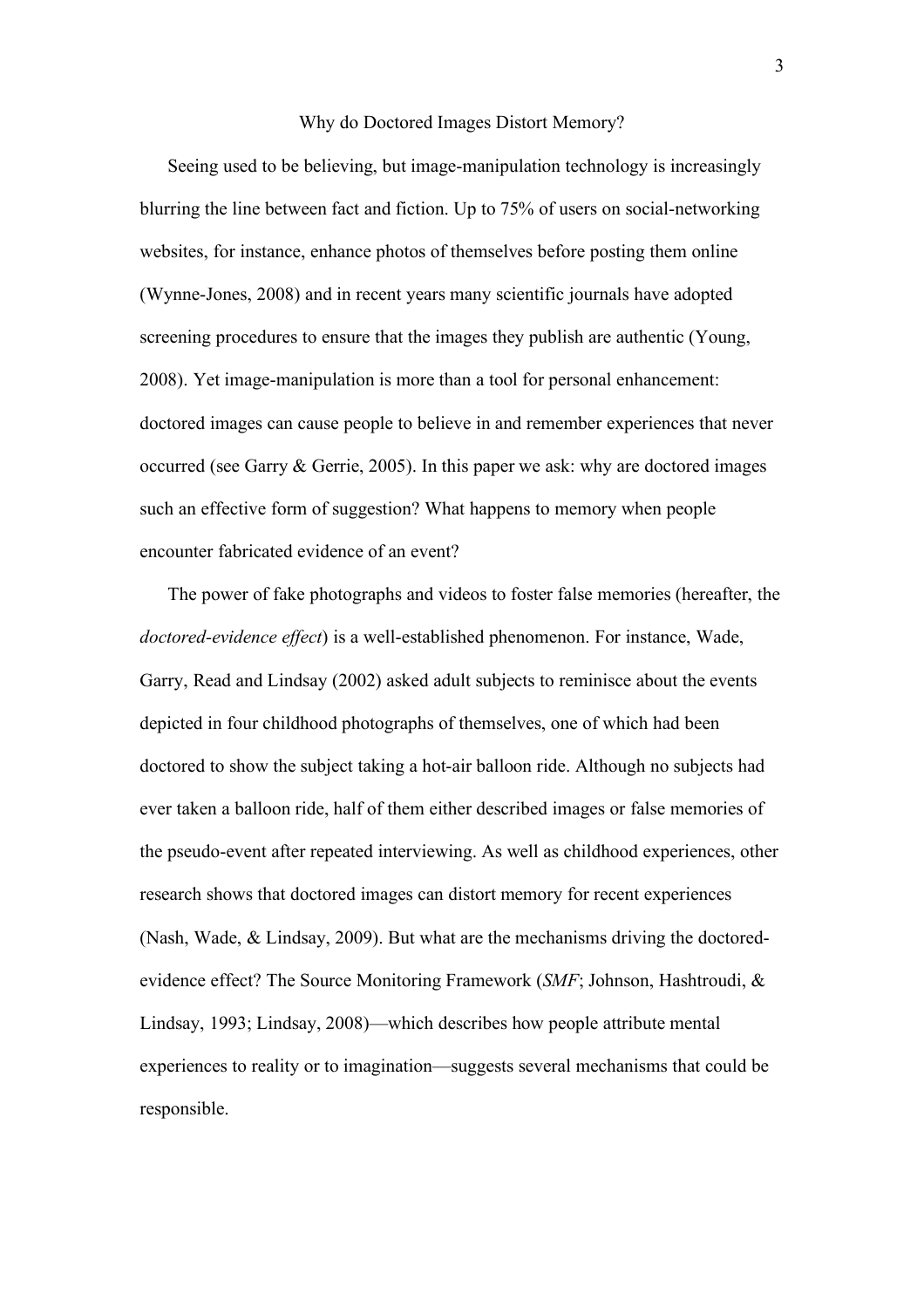# Why do Doctored Images Distort Memory?

Seeing used to be believing, but image-manipulation technology is increasingly blurring the line between fact and fiction. Up to 75% of users on social-networking websites, for instance, enhance photos of themselves before posting them online (Wynne-Jones, 2008) and in recent years many scientific journals have adopted screening procedures to ensure that the images they publish are authentic (Young, 2008). Yet image-manipulation is more than a tool for personal enhancement: doctored images can cause people to believe in and remember experiences that never occurred (see Garry & Gerrie, 2005). In this paper we ask: why are doctored images such an effective form of suggestion? What happens to memory when people encounter fabricated evidence of an event?

The power of fake photographs and videos to foster false memories (hereafter, the *doctored-evidence effect*) is a well-established phenomenon. For instance, Wade, Garry, Read and Lindsay (2002) asked adult subjects to reminisce about the events depicted in four childhood photographs of themselves, one of which had been doctored to show the subject taking a hot-air balloon ride. Although no subjects had ever taken a balloon ride, half of them either described images or false memories of the pseudo-event after repeated interviewing. As well as childhood experiences, other research shows that doctored images can distort memory for recent experiences (Nash, Wade, & Lindsay, 2009). But what are the mechanisms driving the doctored-evidence effect? The Source Monitoring Framework (*SMF*; Johnson, Hashtroudi, & Lindsay, 1993; Lindsay, 2008)—which describes how people attribute mental experiences to reality or to imagination—suggests several mechanisms that could be responsible.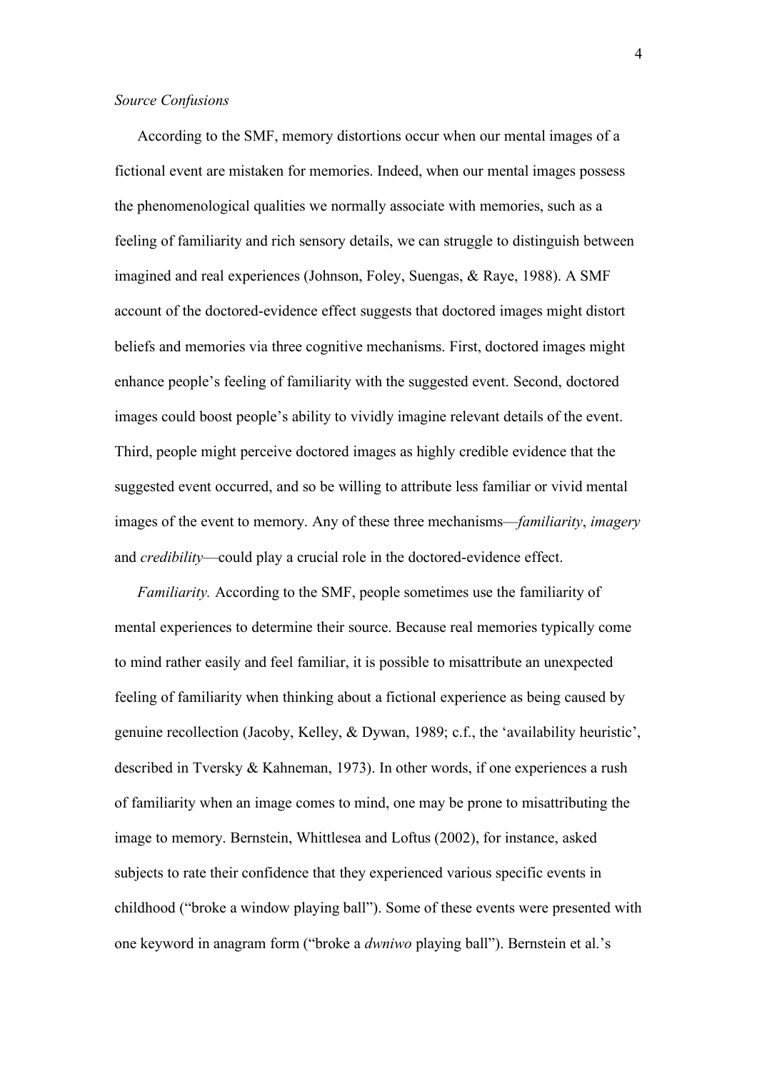### *Source Confusions*

According to the SMF, memory distortions occur when our mental images of a fictional event are mistaken for memories. Indeed, when our mental images possess the phenomenological qualities we normally associate with memories, such as a feeling of familiarity and rich sensory details, we can struggle to distinguish between imagined and real experiences (Johnson, Foley, Suengas, & Raye, 1988). A SMF account of the doctored-evidence effect suggests that doctored images might distort beliefs and memories via three cognitive mechanisms. First, doctored images might enhance people's feeling of familiarity with the suggested event. Second, doctored images could boost people's ability to vividly imagine relevant details of the event. Third, people might perceive doctored images as highly credible evidence that the suggested event occurred, and so be willing to attribute less familiar or vivid mental images of the event to memory. Any of these three mechanisms—*familiarity*, *imagery* and *credibility*—could play a crucial role in the doctored-evidence effect.

*Familiarity.* According to the SMF, people sometimes use the familiarity of mental experiences to determine their source. Because real memories typically come to mind rather easily and feel familiar, it is possible to misattribute an unexpected feeling of familiarity when thinking about a fictional experience as being caused by genuine recollection (Jacoby, Kelley, & Dywan, 1989; c.f., the 'availability heuristic', described in Tversky & Kahneman, 1973). In other words, if one experiences a rush of familiarity when an image comes to mind, one may be prone to misattributing the image to memory. Bernstein, Whittlesea and Loftus (2002), for instance, asked subjects to rate their confidence that they experienced various specific events in childhood ("broke a window playing ball"). Some of these events were presented with one keyword in anagram form ("broke a *dwniwo* playing ball"). Bernstein et al.'s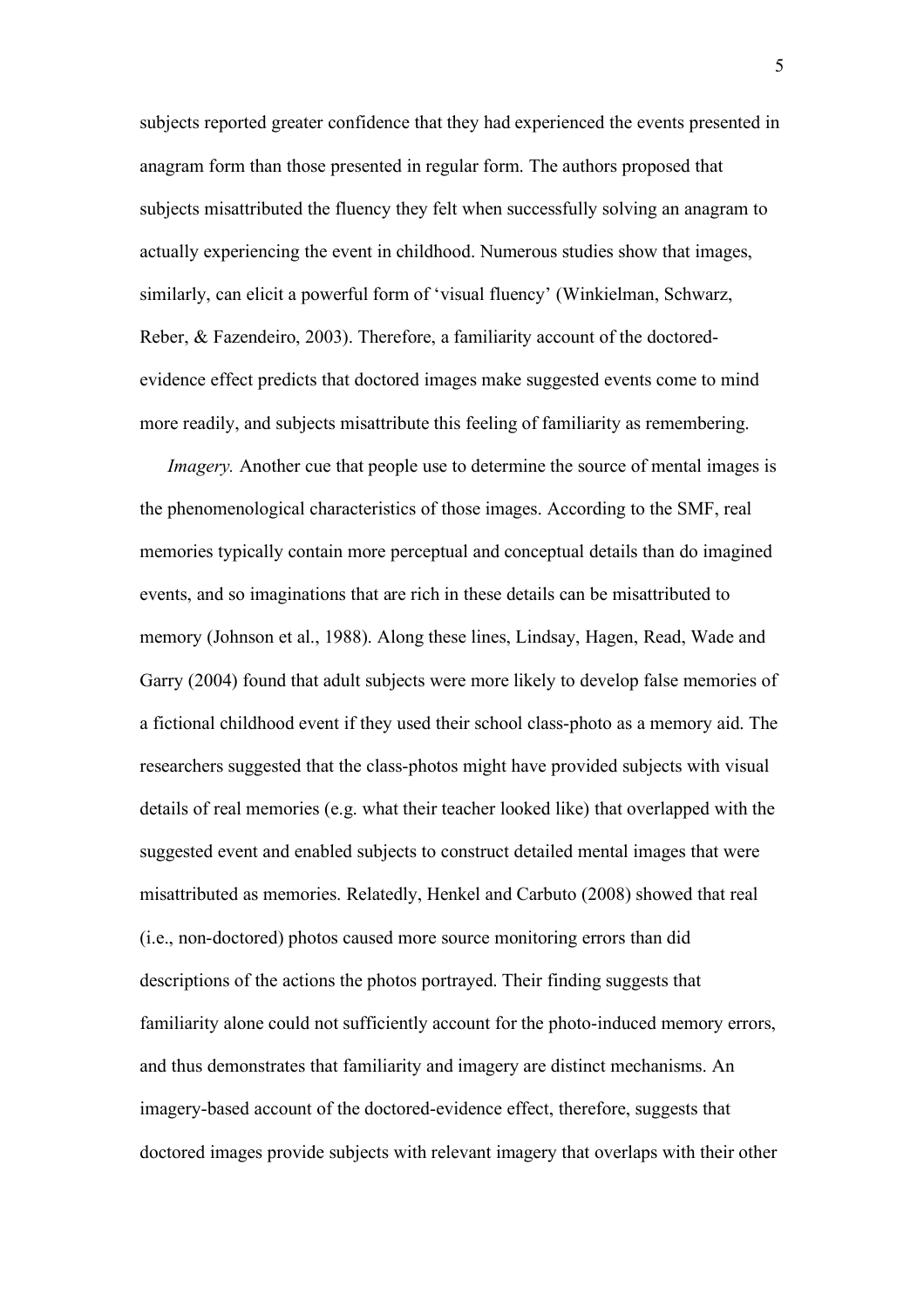subjects reported greater confidence that they had experienced the events presented in anagram form than those presented in regular form. The authors proposed that subjects misattributed the fluency they felt when successfully solving an anagram to actually experiencing the event in childhood. Numerous studies show that images, similarly, can elicit a powerful form of 'visual fluency' (Winkielman, Schwarz, Reber, & Fazendeiro, 2003). Therefore, a familiarity account of the doctored-evidence effect predicts that doctored images make suggested events come to mind more readily, and subjects misattribute this feeling of familiarity as remembering.

*Imagery.* Another cue that people use to determine the source of mental images is the phenomenological characteristics of those images. According to the SMF, real memories typically contain more perceptual and conceptual details than do imagined events, and so imaginations that are rich in these details can be misattributed to memory (Johnson et al., 1988). Along these lines, Lindsay, Hagen, Read, Wade and Garry (2004) found that adult subjects were more likely to develop false memories of a fictional childhood event if they used their school class-photo as a memory aid. The researchers suggested that the class-photos might have provided subjects with visual details of real memories (e.g. what their teacher looked like) that overlapped with the suggested event and enabled subjects to construct detailed mental images that were misattributed as memories. Relatedly, Henkel and Carbuto (2008) showed that real (i.e., non-doctored) photos caused more source monitoring errors than did descriptions of the actions the photos portrayed. Their finding suggests that familiarity alone could not sufficiently account for the photo-induced memory errors, and thus demonstrates that familiarity and imagery are distinct mechanisms. An imagery-based account of the doctored-evidence effect, therefore, suggests that doctored images provide subjects with relevant imagery that overlaps with their other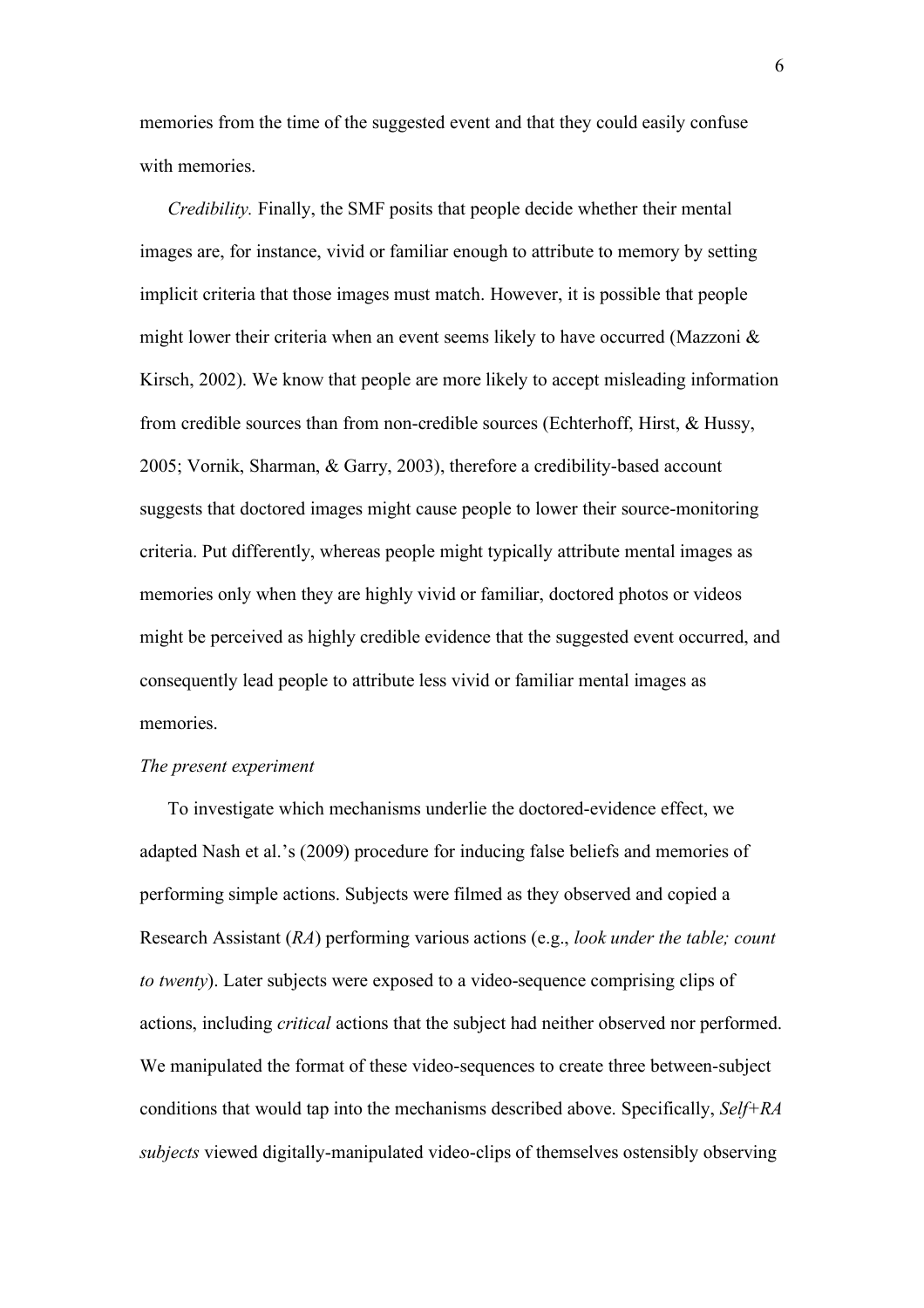memories from the time of the suggested event and that they could easily confuse with memories.

*Credibility.* Finally, the SMF posits that people decide whether their mental images are, for instance, vivid or familiar enough to attribute to memory by setting implicit criteria that those images must match. However, it is possible that people might lower their criteria when an event seems likely to have occurred (Mazzoni & Kirsch, 2002). We know that people are more likely to accept misleading information from credible sources than from non-credible sources (Echterhoff, Hirst, & Hussy, 2005; Vornik, Sharman, & Garry, 2003), therefore a credibility-based account suggests that doctored images might cause people to lower their source-monitoring criteria. Put differently, whereas people might typically attribute mental images as memories only when they are highly vivid or familiar, doctored photos or videos might be perceived as highly credible evidence that the suggested event occurred, and consequently lead people to attribute less vivid or familiar mental images as memories.

*The present experiment*

To investigate which mechanisms underlie the doctored-evidence effect, we adapted Nash et al.'s (2009) procedure for inducing false beliefs and memories of performing simple actions. Subjects were filmed as they observed and copied a Research Assistant (*RA*) performing various actions (e.g., *look under the table; count to twenty*). Later subjects were exposed to a video-sequence comprising clips of actions, including *critical* actions that the subject had neither observed nor performed. We manipulated the format of these video-sequences to create three between-subject conditions that would tap into the mechanisms described above. Specifically, *Self+RA subjects* viewed digitally-manipulated video-clips of themselves ostensibly observing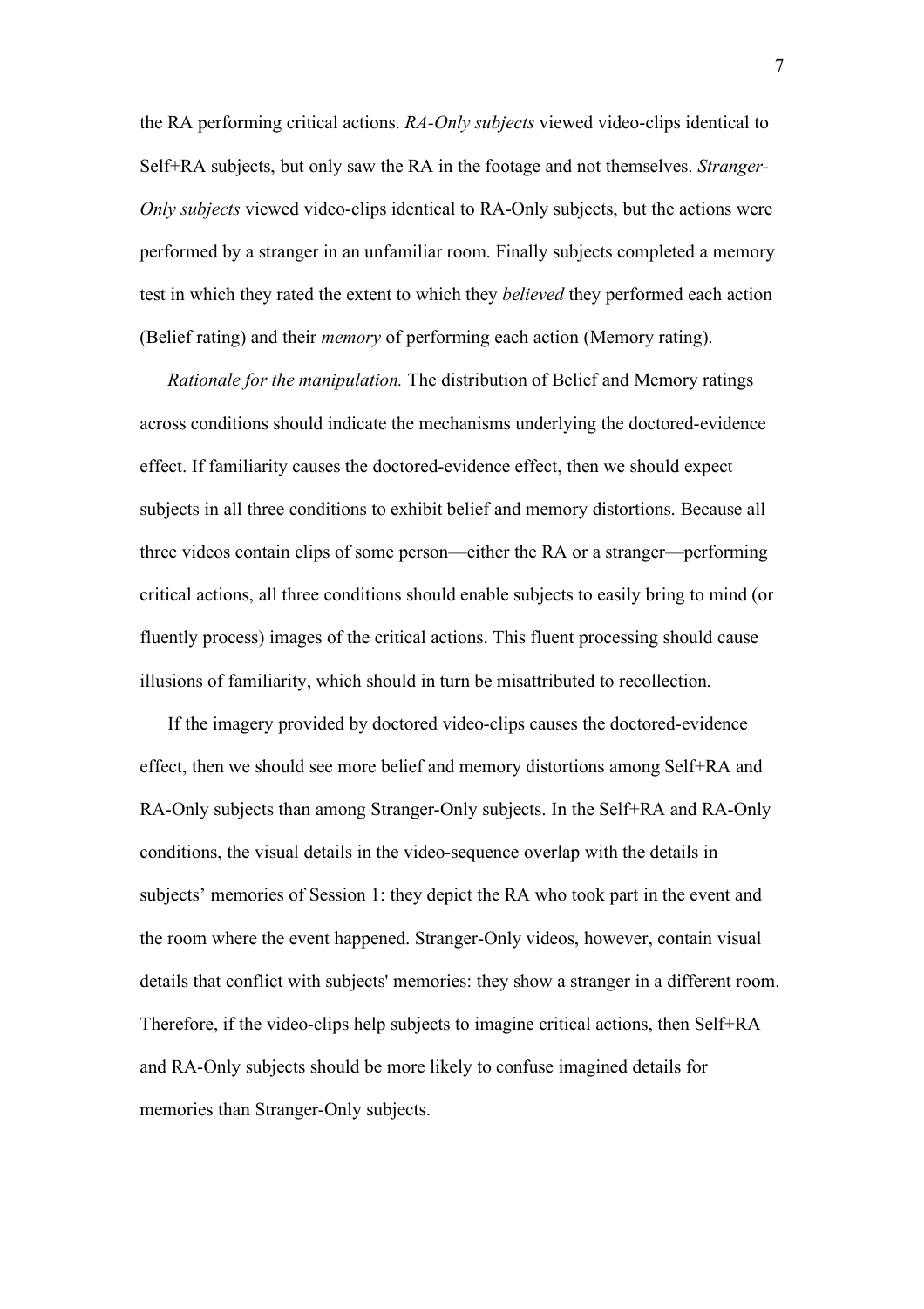the RA performing critical actions. *RA-Only subjects* viewed video-clips identical to Self+RA subjects, but only saw the RA in the footage and not themselves. *Stranger-Only subjects* viewed video-clips identical to RA-Only subjects, but the actions were performed by a stranger in an unfamiliar room. Finally subjects completed a memory test in which they rated the extent to which they *believed* they performed each action (Belief rating) and their *memory* of performing each action (Memory rating).

*Rationale for the manipulation.* The distribution of Belief and Memory ratings across conditions should indicate the mechanisms underlying the doctored-evidence effect. If familiarity causes the doctored-evidence effect, then we should expect subjects in all three conditions to exhibit belief and memory distortions. Because all three videos contain clips of some person—either the RA or a stranger—performing critical actions, all three conditions should enable subjects to easily bring to mind (or fluently process) images of the critical actions. This fluent processing should cause illusions of familiarity, which should in turn be misattributed to recollection.

If the imagery provided by doctored video-clips causes the doctored-evidence effect, then we should see more belief and memory distortions among Self+RA and RA-Only subjects than among Stranger-Only subjects. In the Self+RA and RA-Only conditions, the visual details in the video-sequence overlap with the details in subjects' memories of Session 1: they depict the RA who took part in the event and the room where the event happened. Stranger-Only videos, however, contain visual details that conflict with subjects' memories: they show a stranger in a different room. Therefore, if the video-clips help subjects to imagine critical actions, then Self+RA and RA-Only subjects should be more likely to confuse imagined details for memories than Stranger-Only subjects.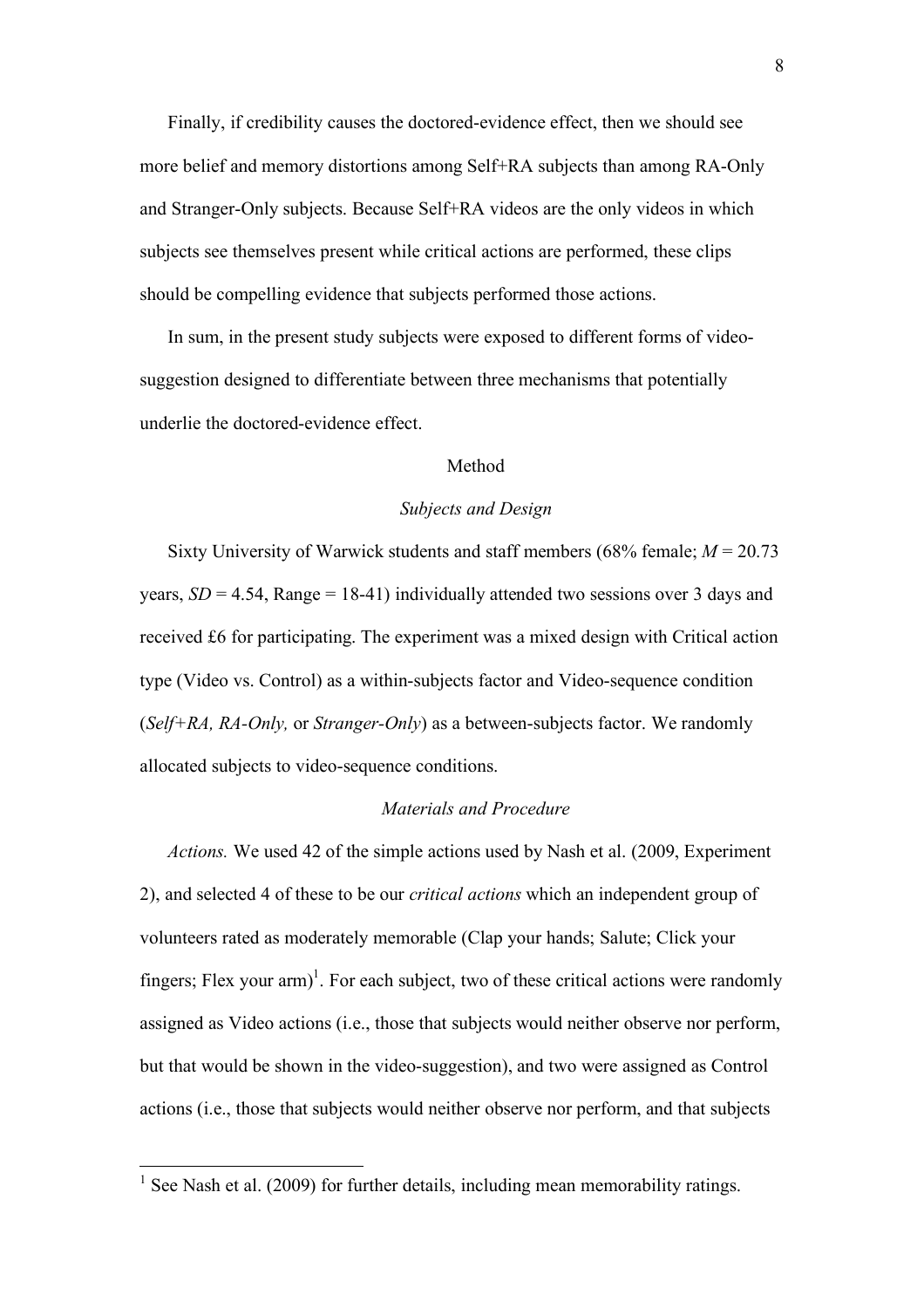Finally, if credibility causes the doctored-evidence effect, then we should see more belief and memory distortions among Self+RA subjects than among RA-Only and Stranger-Only subjects. Because Self+RA videos are the only videos in which subjects see themselves present while critical actions are performed, these clips should be compelling evidence that subjects performed those actions.

In sum, in the present study subjects were exposed to different forms of video-suggestion designed to differentiate between three mechanisms that potentially underlie the doctored-evidence effect.

## Method

### *Subjects and Design*

Sixty University of Warwick students and staff members (68% female; $M = 20.73$ years, $SD = 4.54$, Range = 18-41) individually attended two sessions over 3 days and received £6 for participating. The experiment was a mixed design with Critical action type (Video vs. Control) as a within-subjects factor and Video-sequence condition (*Self+RA, RA-Only,* or *Stranger-Only*) as a between-subjects factor. We randomly allocated subjects to video-sequence conditions.

### *Materials and Procedure*

*Actions.* We used 42 of the simple actions used by Nash et al. (2009, Experiment 2), and selected 4 of these to be our *critical actions* which an independent group of volunteers rated as moderately memorable (Clap your hands; Salute; Click your fingers; Flex your arm)[1]. For each subject, two of these critical actions were randomly assigned as Video actions (i.e., those that subjects would neither observe nor perform, but that would be shown in the video-suggestion), and two were assigned as Control actions (i.e., those that subjects would neither observe nor perform, and that subjects

[1] See Nash et al. (2009) for further details, including mean memorability ratings.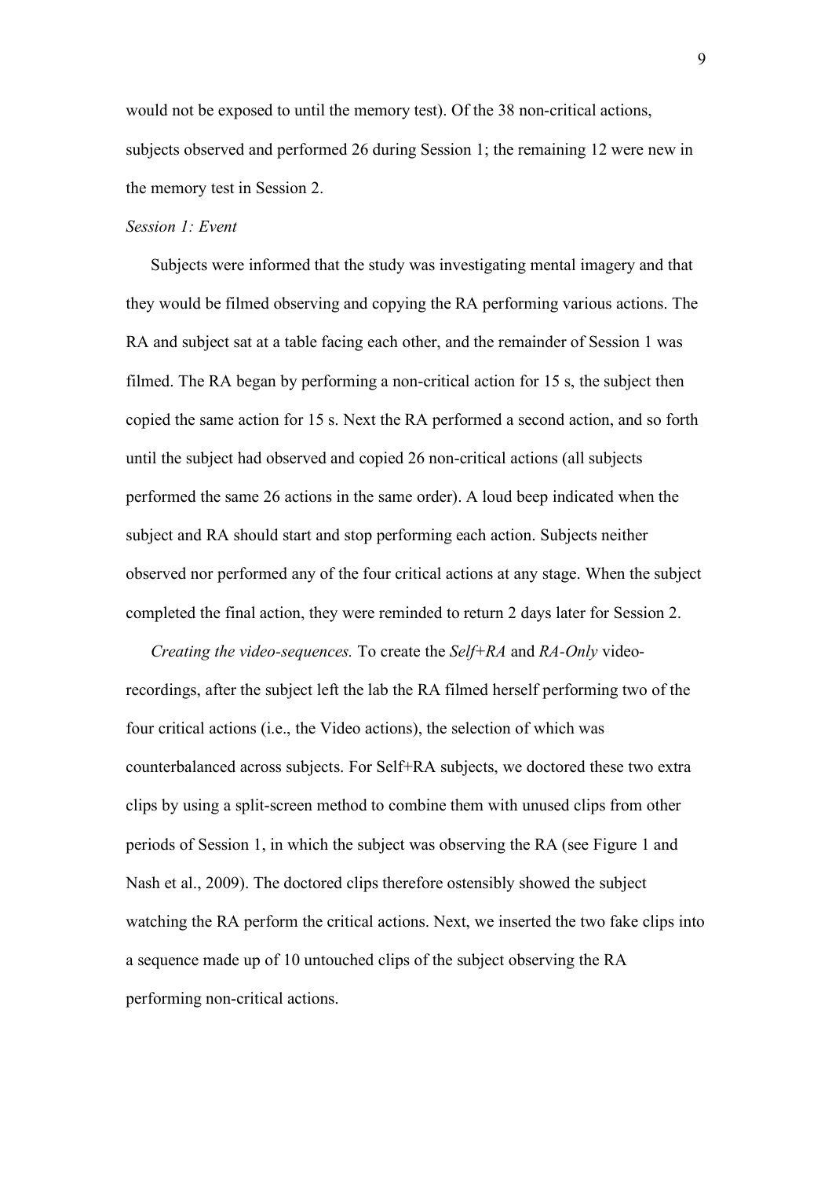would not be exposed to until the memory test). Of the 38 non-critical actions, subjects observed and performed 26 during Session 1; the remaining 12 were new in the memory test in Session 2.

*Session 1: Event*

Subjects were informed that the study was investigating mental imagery and that they would be filmed observing and copying the RA performing various actions. The RA and subject sat at a table facing each other, and the remainder of Session 1 was filmed. The RA began by performing a non-critical action for 15 s, the subject then copied the same action for 15 s. Next the RA performed a second action, and so forth until the subject had observed and copied 26 non-critical actions (all subjects performed the same 26 actions in the same order). A loud beep indicated when the subject and RA should start and stop performing each action. Subjects neither observed nor performed any of the four critical actions at any stage. When the subject completed the final action, they were reminded to return 2 days later for Session 2.

*Creating the video-sequences.* To create the *Self+RA* and *RA-Only* video-recordings, after the subject left the lab the RA filmed herself performing two of the four critical actions (i.e., the Video actions), the selection of which was counterbalanced across subjects. For Self+RA subjects, we doctored these two extra clips by using a split-screen method to combine them with unused clips from other periods of Session 1, in which the subject was observing the RA (see Figure 1 and Nash et al., 2009). The doctored clips therefore ostensibly showed the subject watching the RA perform the critical actions. Next, we inserted the two fake clips into a sequence made up of 10 untouched clips of the subject observing the RA performing non-critical actions.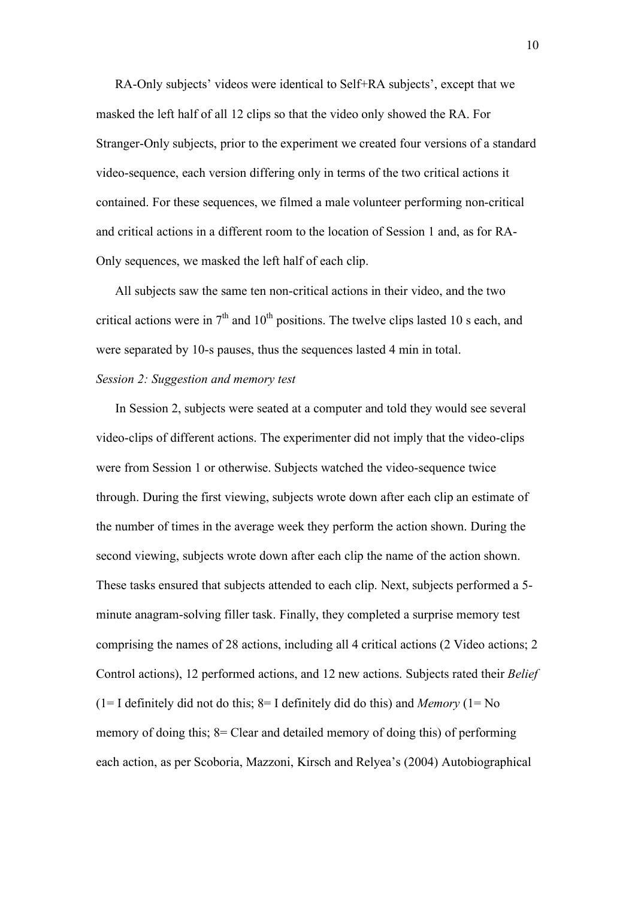RA-Only subjects' videos were identical to Self+RA subjects', except that we masked the left half of all 12 clips so that the video only showed the RA. For Stranger-Only subjects, prior to the experiment we created four versions of a standard video-sequence, each version differing only in terms of the two critical actions it contained. For these sequences, we filmed a male volunteer performing non-critical and critical actions in a different room to the location of Session 1 and, as for RA-Only sequences, we masked the left half of each clip.

All subjects saw the same ten non-critical actions in their video, and the two critical actions were in 7th and 10th positions. The twelve clips lasted 10 s each, and were separated by 10-s pauses, thus the sequences lasted 4 min in total.

*Session 2: Suggestion and memory test*

In Session 2, subjects were seated at a computer and told they would see several video-clips of different actions. The experimenter did not imply that the video-clips were from Session 1 or otherwise. Subjects watched the video-sequence twice through. During the first viewing, subjects wrote down after each clip an estimate of the number of times in the average week they perform the action shown. During the second viewing, subjects wrote down after each clip the name of the action shown. These tasks ensured that subjects attended to each clip. Next, subjects performed a 5-minute anagram-solving filler task. Finally, they completed a surprise memory test comprising the names of 28 actions, including all 4 critical actions (2 Video actions; 2 Control actions), 12 performed actions, and 12 new actions. Subjects rated their *Belief* (1= I definitely did not do this; 8= I definitely did do this) and *Memory* (1= No memory of doing this; 8= Clear and detailed memory of doing this) of performing each action, as per Scoboria, Mazzoni, Kirsch and Relyea's (2004) Autobiographical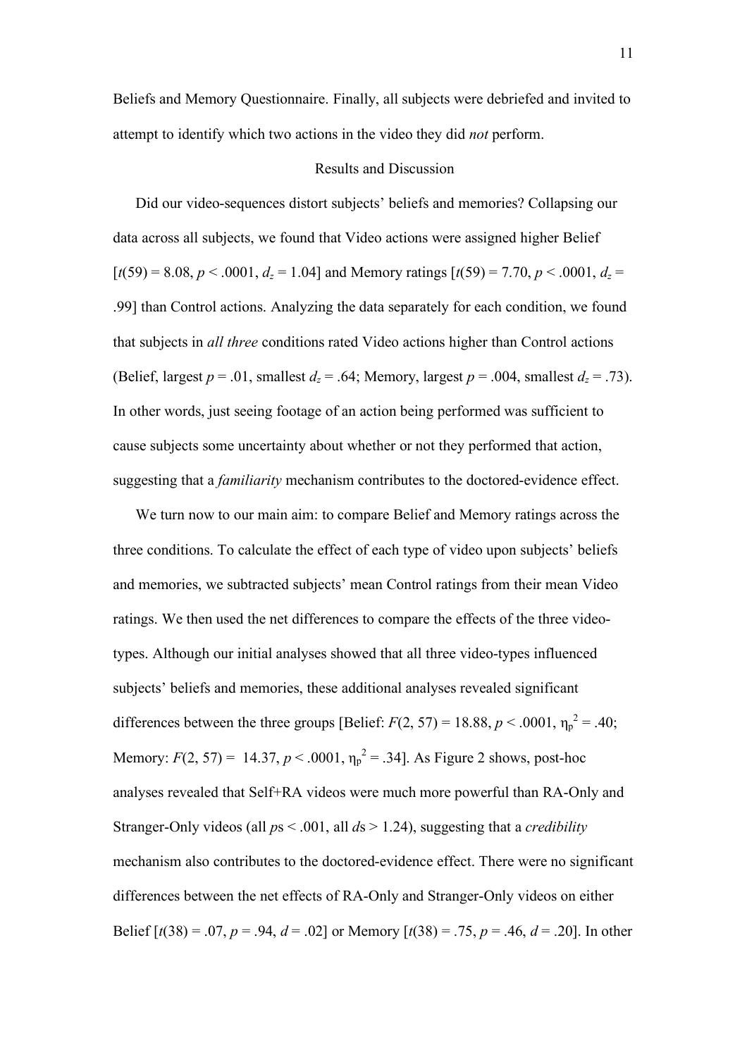Beliefs and Memory Questionnaire. Finally, all subjects were debriefed and invited to attempt to identify which two actions in the video they did *not* perform.

## Results and Discussion

Did our video-sequences distort subjects' beliefs and memories? Collapsing our data across all subjects, we found that Video actions were assigned higher Belief [$t(59) = 8.08$, $p < .0001$, $d_z = 1.04$] and Memory ratings [$t(59) = 7.70$, $p < .0001$, $d_z = .99$] than Control actions. Analyzing the data separately for each condition, we found that subjects in *all three* conditions rated Video actions higher than Control actions (Belief, largest $p = .01$, smallest $d_z = .64$; Memory, largest $p = .004$, smallest $d_z = .73$). In other words, just seeing footage of an action being performed was sufficient to cause subjects some uncertainty about whether or not they performed that action, suggesting that a *familiarity* mechanism contributes to the doctored-evidence effect.

We turn now to our main aim: to compare Belief and Memory ratings across the three conditions. To calculate the effect of each type of video upon subjects' beliefs and memories, we subtracted subjects' mean Control ratings from their mean Video ratings. We then used the net differences to compare the effects of the three video-types. Although our initial analyses showed that all three video-types influenced subjects' beliefs and memories, these additional analyses revealed significant differences between the three groups [Belief: $F(2, 57) = 18.88$, $p < .0001$, $\eta_p^2 = .40$; Memory: $F(2, 57) = 14.37$, $p < .0001$, $\eta_p^2 = .34$]. As Figure 2 shows, post-hoc analyses revealed that Self+RA videos were much more powerful than RA-Only and Stranger-Only videos (all $p$s < .001, all $d$s > 1.24), suggesting that a *credibility* mechanism also contributes to the doctored-evidence effect. There were no significant differences between the net effects of RA-Only and Stranger-Only videos on either Belief [$t(38) = .07$, $p = .94$, $d = .02$] or Memory [$t(38) = .75$, $p = .46$, $d = .20$]. In other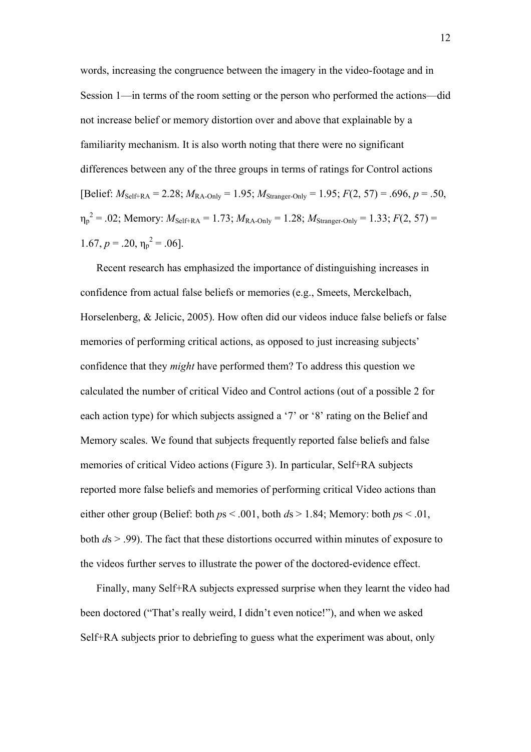words, increasing the congruence between the imagery in the video-footage and in Session 1—in terms of the room setting or the person who performed the actions—did not increase belief or memory distortion over and above that explainable by a familiarity mechanism. It is also worth noting that there were no significant differences between any of the three groups in terms of ratings for Control actions [Belief: $M_{Self+RA} = 2.28$; $M_{RA\text{-}Only} = 1.95$; $M_{Stranger\text{-}Only} = 1.95$; $F(2, 57) = .696$, $p = .50$, $\eta_p^2 = .02$; Memory: $M_{Self+RA} = 1.73$; $M_{RA\text{-}Only} = 1.28$; $M_{Stranger\text{-}Only} = 1.33$; $F(2, 57) = 1.67$, $p = .20$, $\eta_p^2 = .06$].

Recent research has emphasized the importance of distinguishing increases in confidence from actual false beliefs or memories (e.g., Smeets, Merckelbach, Horselenberg, & Jelicic, 2005). How often did our videos induce false beliefs or false memories of performing critical actions, as opposed to just increasing subjects' confidence that they *might* have performed them? To address this question we calculated the number of critical Video and Control actions (out of a possible 2 for each action type) for which subjects assigned a '7' or '8' rating on the Belief and Memory scales. We found that subjects frequently reported false beliefs and false memories of critical Video actions (Figure 3). In particular, Self+RA subjects reported more false beliefs and memories of performing critical Video actions than either other group (Belief: both $p$s < .001, both $d$s > 1.84; Memory: both $p$s < .01, both $d$s > .99). The fact that these distortions occurred within minutes of exposure to the videos further serves to illustrate the power of the doctored-evidence effect.

Finally, many Self+RA subjects expressed surprise when they learnt the video had been doctored ("That's really weird, I didn't even notice!"), and when we asked Self+RA subjects prior to debriefing to guess what the experiment was about, only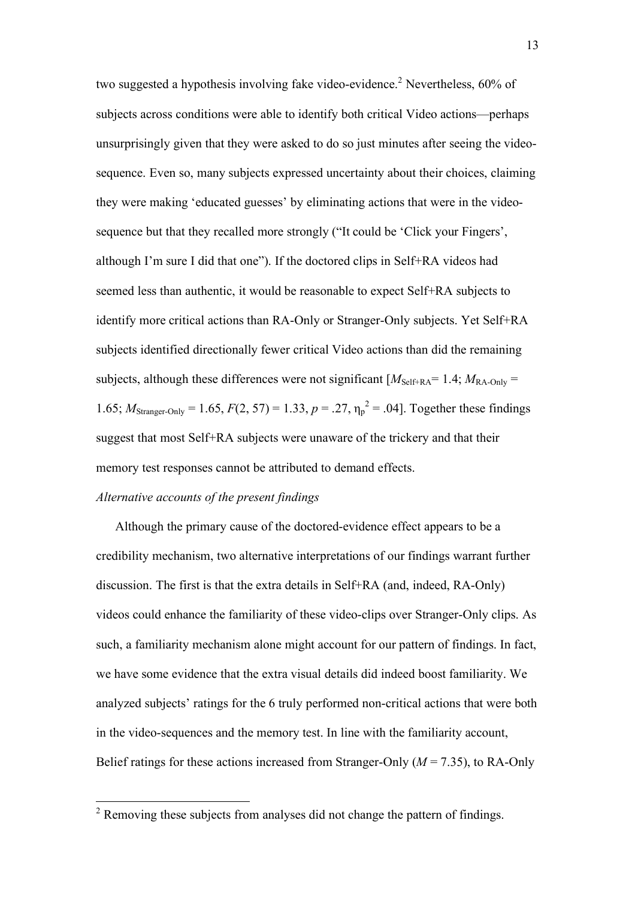two suggested a hypothesis involving fake video-evidence.[2] Nevertheless, 60% of subjects across conditions were able to identify both critical Video actions—perhaps unsurprisingly given that they were asked to do so just minutes after seeing the video-sequence. Even so, many subjects expressed uncertainty about their choices, claiming they were making 'educated guesses' by eliminating actions that were in the video-sequence but that they recalled more strongly ("It could be 'Click your Fingers', although I'm sure I did that one"). If the doctored clips in Self+RA videos had seemed less than authentic, it would be reasonable to expect Self+RA subjects to identify more critical actions than RA-Only or Stranger-Only subjects. Yet Self+RA subjects identified directionally fewer critical Video actions than did the remaining subjects, although these differences were not significant [$M_{\text{Self+RA}} = 1.4$; $M_{\text{RA-Only}} = 1.65$; $M_{\text{Stranger-Only}} = 1.65$, $F(2, 57) = 1.33$, $p = .27$, $\eta_p^2 = .04$]. Together these findings suggest that most Self+RA subjects were unaware of the trickery and that their memory test responses cannot be attributed to demand effects.

*Alternative accounts of the present findings*

Although the primary cause of the doctored-evidence effect appears to be a credibility mechanism, two alternative interpretations of our findings warrant further discussion. The first is that the extra details in Self+RA (and, indeed, RA-Only) videos could enhance the familiarity of these video-clips over Stranger-Only clips. As such, a familiarity mechanism alone might account for our pattern of findings. In fact, we have some evidence that the extra visual details did indeed boost familiarity. We analyzed subjects' ratings for the 6 truly performed non-critical actions that were both in the video-sequences and the memory test. In line with the familiarity account, Belief ratings for these actions increased from Stranger-Only ($M = 7.35$), to RA-Only

[2] Removing these subjects from analyses did not change the pattern of findings.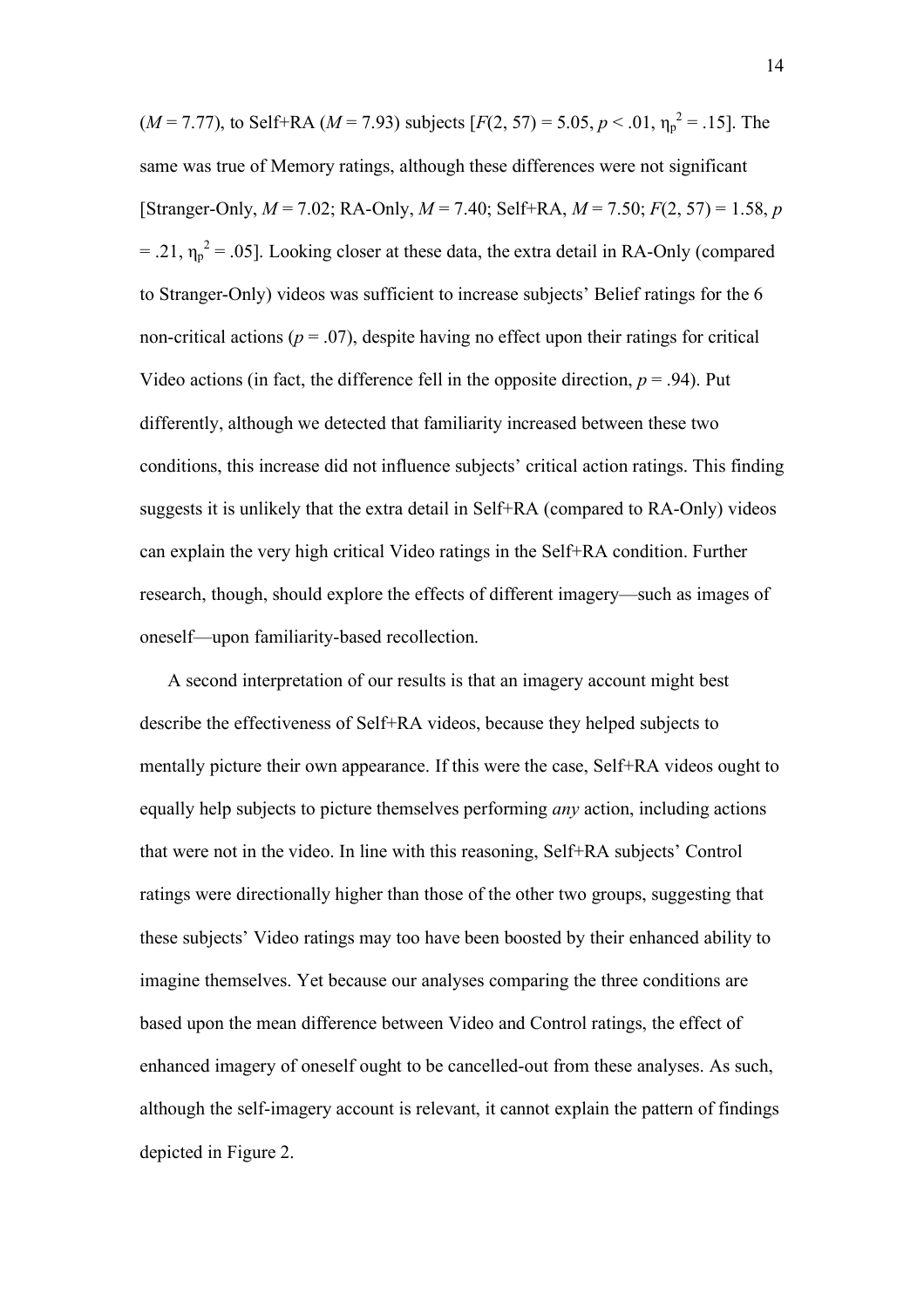($M = 7.77$), to Self+RA ($M = 7.93$) subjects [$F(2, 57) = 5.05$, $p < .01$, $\eta_p^2 = .15$]. The same was true of Memory ratings, although these differences were not significant [Stranger-Only, $M = 7.02$; RA-Only, $M = 7.40$; Self+RA, $M = 7.50$; $F(2, 57) = 1.58$, $p = .21$, $\eta_p^2 = .05$]. Looking closer at these data, the extra detail in RA-Only (compared to Stranger-Only) videos was sufficient to increase subjects' Belief ratings for the 6 non-critical actions ($p = .07$), despite having no effect upon their ratings for critical Video actions (in fact, the difference fell in the opposite direction, $p = .94$). Put differently, although we detected that familiarity increased between these two conditions, this increase did not influence subjects' critical action ratings. This finding suggests it is unlikely that the extra detail in Self+RA (compared to RA-Only) videos can explain the very high critical Video ratings in the Self+RA condition. Further research, though, should explore the effects of different imagery—such as images of oneself—upon familiarity-based recollection.

A second interpretation of our results is that an imagery account might best describe the effectiveness of Self+RA videos, because they helped subjects to mentally picture their own appearance. If this were the case, Self+RA videos ought to equally help subjects to picture themselves performing *any* action, including actions that were not in the video. In line with this reasoning, Self+RA subjects' Control ratings were directionally higher than those of the other two groups, suggesting that these subjects' Video ratings may too have been boosted by their enhanced ability to imagine themselves. Yet because our analyses comparing the three conditions are based upon the mean difference between Video and Control ratings, the effect of enhanced imagery of oneself ought to be cancelled-out from these analyses. As such, although the self-imagery account is relevant, it cannot explain the pattern of findings depicted in Figure 2.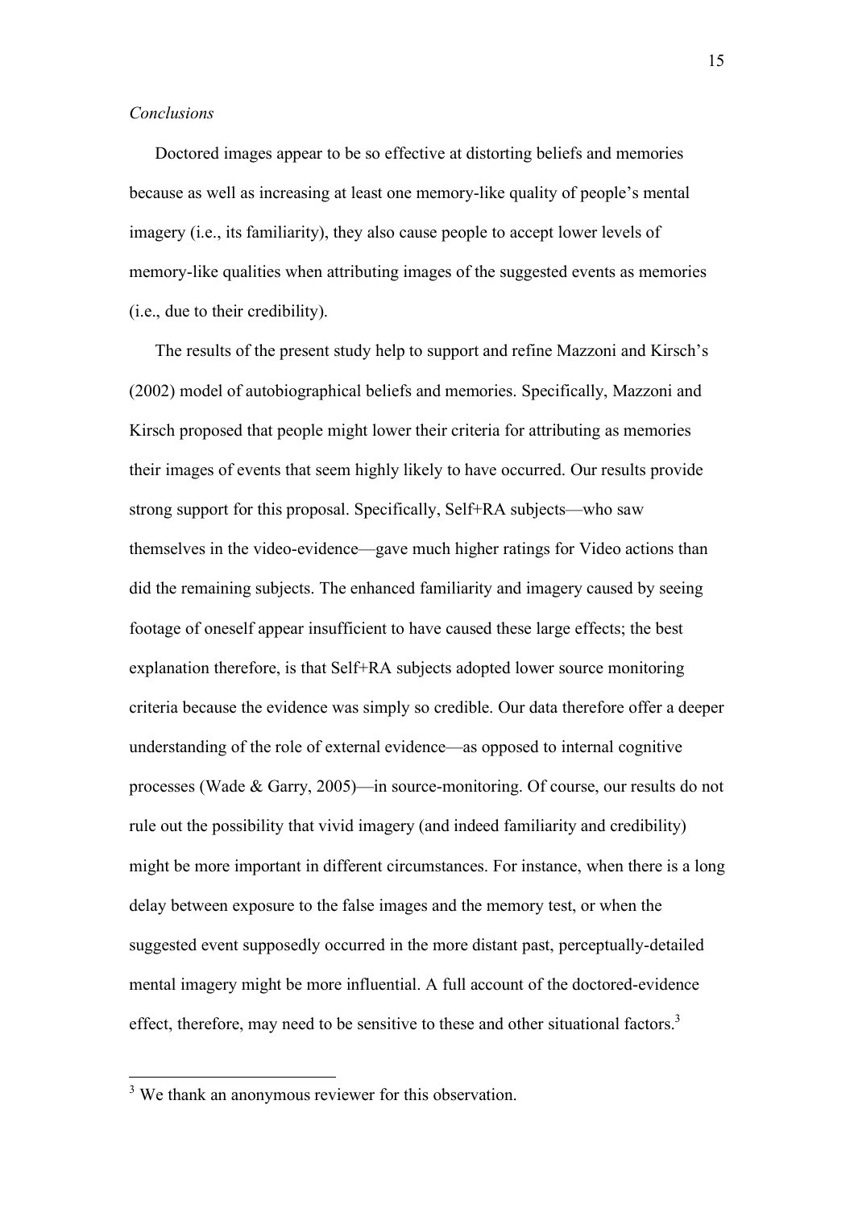*Conclusions*

Doctored images appear to be so effective at distorting beliefs and memories because as well as increasing at least one memory-like quality of people's mental imagery (i.e., its familiarity), they also cause people to accept lower levels of memory-like qualities when attributing images of the suggested events as memories (i.e., due to their credibility).

The results of the present study help to support and refine Mazzoni and Kirsch's (2002) model of autobiographical beliefs and memories. Specifically, Mazzoni and Kirsch proposed that people might lower their criteria for attributing as memories their images of events that seem highly likely to have occurred. Our results provide strong support for this proposal. Specifically, Self+RA subjects—who saw themselves in the video-evidence—gave much higher ratings for Video actions than did the remaining subjects. The enhanced familiarity and imagery caused by seeing footage of oneself appear insufficient to have caused these large effects; the best explanation therefore, is that Self+RA subjects adopted lower source monitoring criteria because the evidence was simply so credible. Our data therefore offer a deeper understanding of the role of external evidence—as opposed to internal cognitive processes (Wade & Garry, 2005)—in source-monitoring. Of course, our results do not rule out the possibility that vivid imagery (and indeed familiarity and credibility) might be more important in different circumstances. For instance, when there is a long delay between exposure to the false images and the memory test, or when the suggested event supposedly occurred in the more distant past, perceptually-detailed mental imagery might be more influential. A full account of the doctored-evidence effect, therefore, may need to be sensitive to these and other situational factors.[3]

[3] We thank an anonymous reviewer for this observation.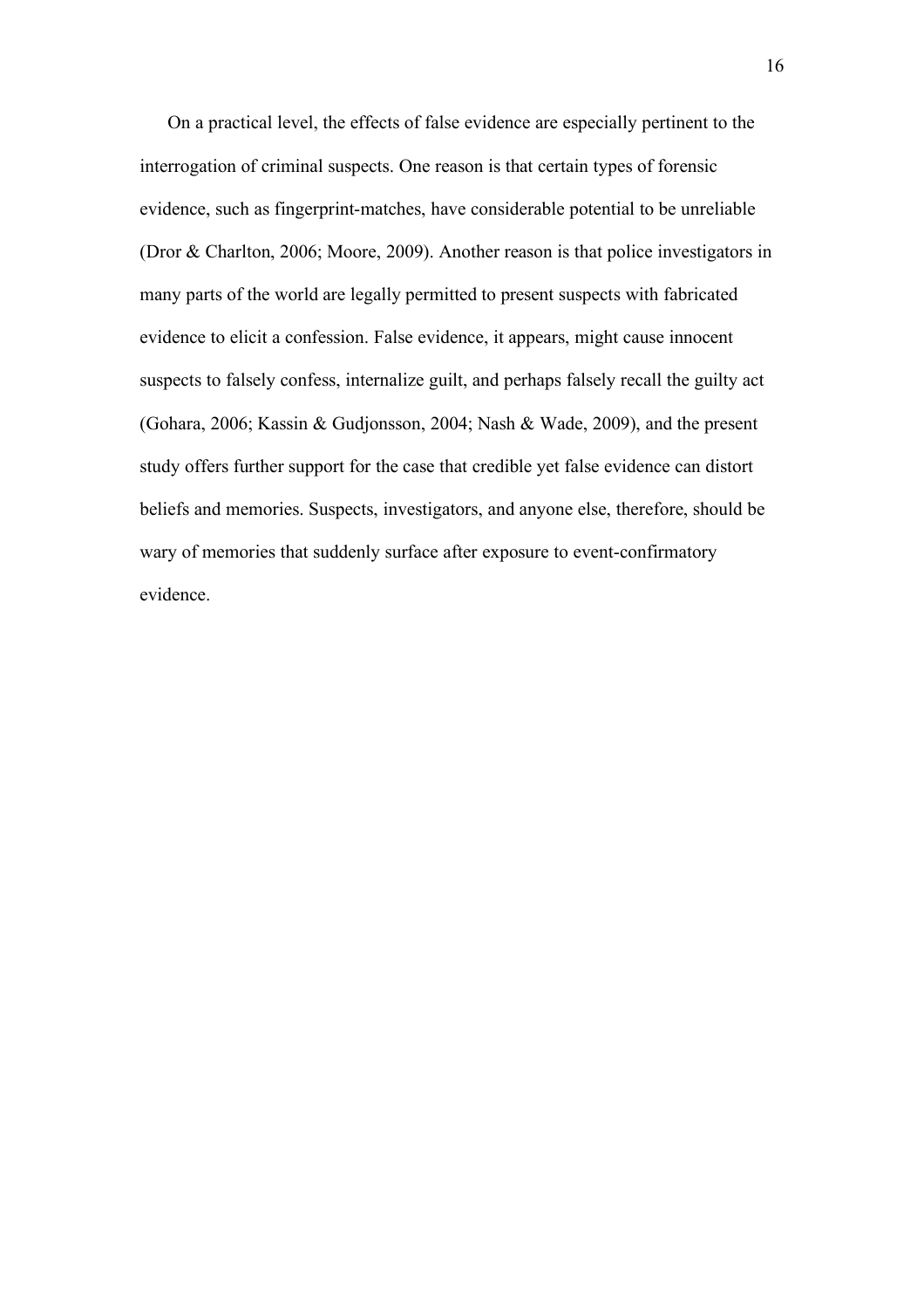On a practical level, the effects of false evidence are especially pertinent to the interrogation of criminal suspects. One reason is that certain types of forensic evidence, such as fingerprint-matches, have considerable potential to be unreliable (Dror & Charlton, 2006; Moore, 2009). Another reason is that police investigators in many parts of the world are legally permitted to present suspects with fabricated evidence to elicit a confession. False evidence, it appears, might cause innocent suspects to falsely confess, internalize guilt, and perhaps falsely recall the guilty act (Gohara, 2006; Kassin & Gudjonsson, 2004; Nash & Wade, 2009), and the present study offers further support for the case that credible yet false evidence can distort beliefs and memories. Suspects, investigators, and anyone else, therefore, should be wary of memories that suddenly surface after exposure to event-confirmatory evidence.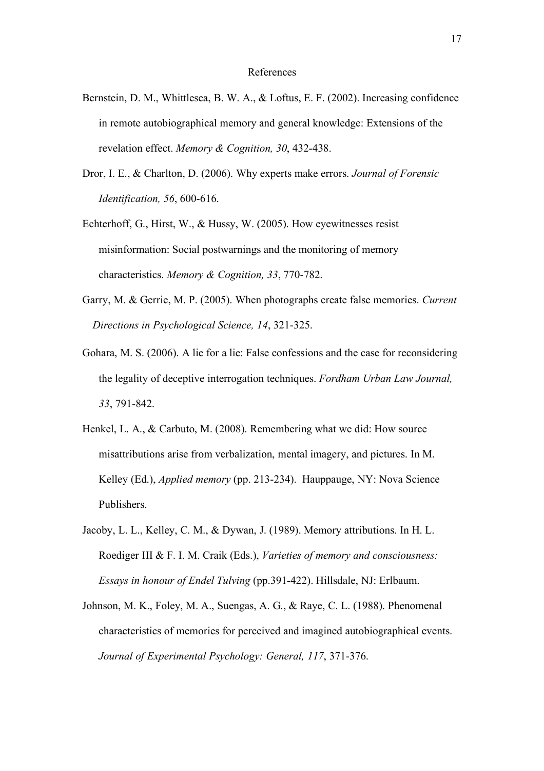# References

Bernstein, D. M., Whittlesea, B. W. A., & Loftus, E. F. (2002). Increasing confidence in remote autobiographical memory and general knowledge: Extensions of the revelation effect. *Memory & Cognition, 30*, 432-438.

Dror, I. E., & Charlton, D. (2006). Why experts make errors. *Journal of Forensic Identification, 56*, 600-616.

Echterhoff, G., Hirst, W., & Hussy, W. (2005). How eyewitnesses resist misinformation: Social postwarnings and the monitoring of memory characteristics. *Memory & Cognition, 33*, 770-782.

Garry, M. & Gerrie, M. P. (2005). When photographs create false memories. *Current Directions in Psychological Science, 14*, 321-325.

Gohara, M. S. (2006). A lie for a lie: False confessions and the case for reconsidering the legality of deceptive interrogation techniques. *Fordham Urban Law Journal, 33*, 791-842.

Henkel, L. A., & Carbuto, M. (2008). Remembering what we did: How source misattributions arise from verbalization, mental imagery, and pictures. In M. Kelley (Ed.), *Applied memory* (pp. 213-234). Hauppauge, NY: Nova Science Publishers.

Jacoby, L. L., Kelley, C. M., & Dywan, J. (1989). Memory attributions. In H. L. Roediger III & F. I. M. Craik (Eds.), *Varieties of memory and consciousness: Essays in honour of Endel Tulving* (pp.391-422). Hillsdale, NJ: Erlbaum.

Johnson, M. K., Foley, M. A., Suengas, A. G., & Raye, C. L. (1988). Phenomenal characteristics of memories for perceived and imagined autobiographical events. *Journal of Experimental Psychology: General, 117*, 371-376.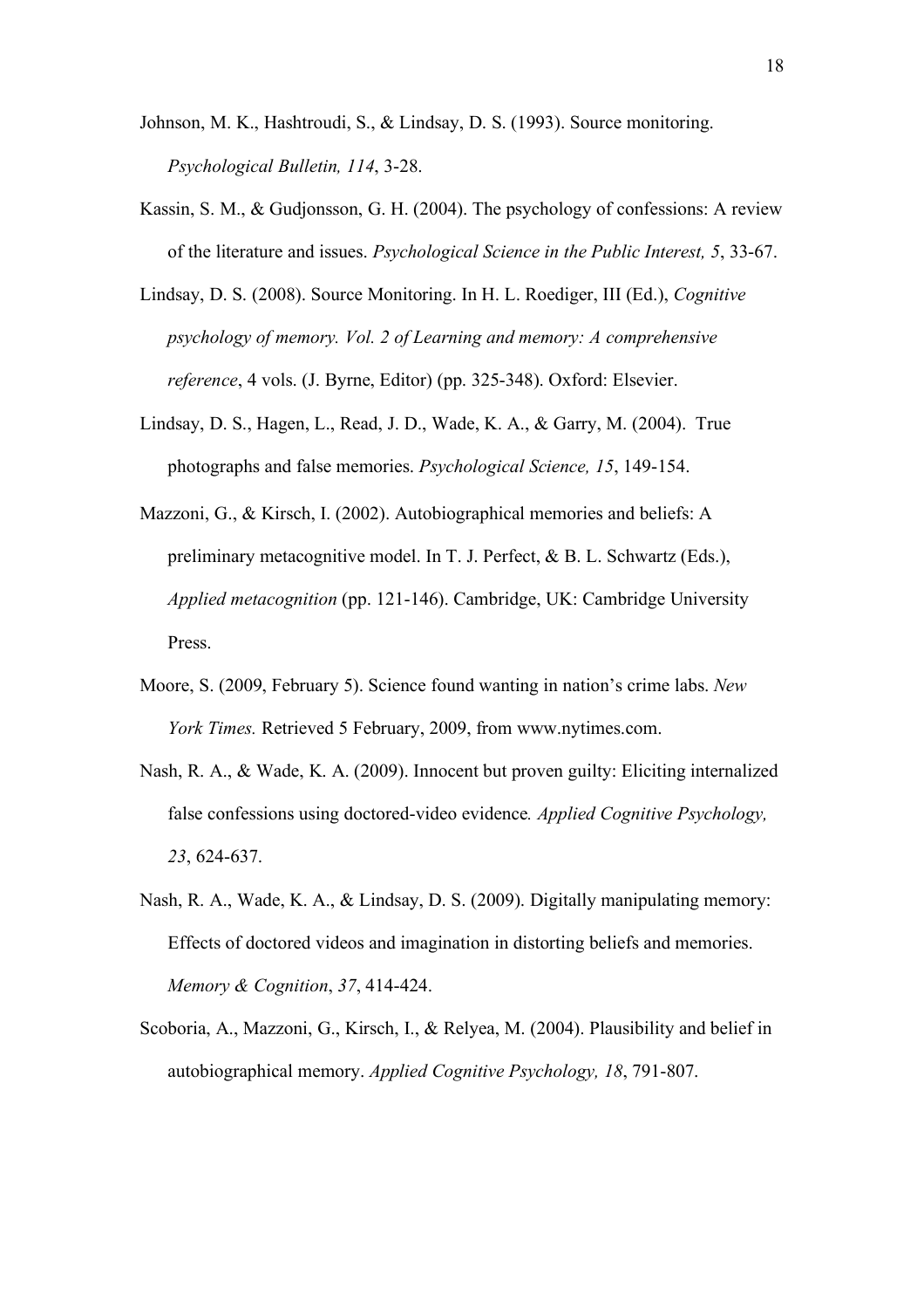Johnson, M. K., Hashtroudi, S., & Lindsay, D. S. (1993). Source monitoring. *Psychological Bulletin, 114*, 3-28.

Kassin, S. M., & Gudjonsson, G. H. (2004). The psychology of confessions: A review of the literature and issues. *Psychological Science in the Public Interest, 5*, 33-67.

Lindsay, D. S. (2008). Source Monitoring. In H. L. Roediger, III (Ed.), *Cognitive psychology of memory. Vol. 2 of Learning and memory: A comprehensive reference*, 4 vols. (J. Byrne, Editor) (pp. 325-348). Oxford: Elsevier.

Lindsay, D. S., Hagen, L., Read, J. D., Wade, K. A., & Garry, M. (2004). True photographs and false memories. *Psychological Science, 15*, 149-154.

Mazzoni, G., & Kirsch, I. (2002). Autobiographical memories and beliefs: A preliminary metacognitive model. In T. J. Perfect, & B. L. Schwartz (Eds.), *Applied metacognition* (pp. 121-146). Cambridge, UK: Cambridge University Press.

Moore, S. (2009, February 5). Science found wanting in nation's crime labs. *New York Times.* Retrieved 5 February, 2009, from www.nytimes.com.

Nash, R. A., & Wade, K. A. (2009). Innocent but proven guilty: Eliciting internalized false confessions using doctored-video evidence*. Applied Cognitive Psychology, 23*, 624-637.

Nash, R. A., Wade, K. A., & Lindsay, D. S. (2009). Digitally manipulating memory: Effects of doctored videos and imagination in distorting beliefs and memories. *Memory & Cognition*, *37*, 414-424.

Scoboria, A., Mazzoni, G., Kirsch, I., & Relyea, M. (2004). Plausibility and belief in autobiographical memory. *Applied Cognitive Psychology, 18*, 791-807.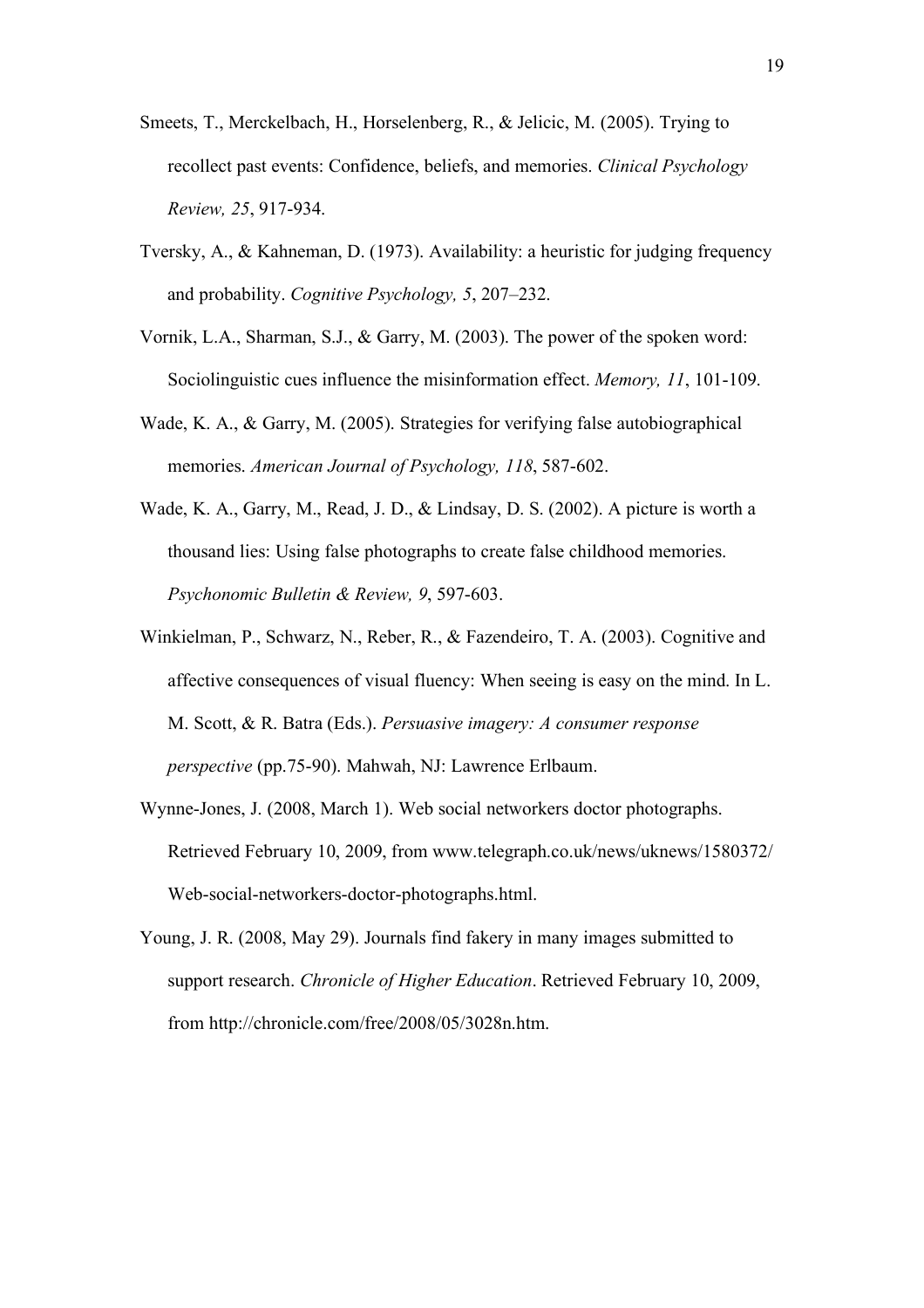Smeets, T., Merckelbach, H., Horselenberg, R., & Jelicic, M. (2005). Trying to recollect past events: Confidence, beliefs, and memories. *Clinical Psychology Review, 25*, 917-934.

Tversky, A., & Kahneman, D. (1973). Availability: a heuristic for judging frequency and probability. *Cognitive Psychology, 5*, 207–232.

Vornik, L.A., Sharman, S.J., & Garry, M. (2003). The power of the spoken word: Sociolinguistic cues influence the misinformation effect. *Memory, 11*, 101-109.

Wade, K. A., & Garry, M. (2005). Strategies for verifying false autobiographical memories. *American Journal of Psychology, 118*, 587-602.

Wade, K. A., Garry, M., Read, J. D., & Lindsay, D. S. (2002). A picture is worth a thousand lies: Using false photographs to create false childhood memories. *Psychonomic Bulletin & Review, 9*, 597-603.

Winkielman, P., Schwarz, N., Reber, R., & Fazendeiro, T. A. (2003). Cognitive and affective consequences of visual fluency: When seeing is easy on the mind. In L. M. Scott, & R. Batra (Eds.). *Persuasive imagery: A consumer response perspective* (pp.75-90). Mahwah, NJ: Lawrence Erlbaum.

Wynne-Jones, J. (2008, March 1). Web social networkers doctor photographs. Retrieved February 10, 2009, from www.telegraph.co.uk/news/uknews/1580372/Web-social-networkers-doctor-photographs.html.

Young, J. R. (2008, May 29). Journals find fakery in many images submitted to support research. *Chronicle of Higher Education*. Retrieved February 10, 2009, from http://chronicle.com/free/2008/05/3028n.htm.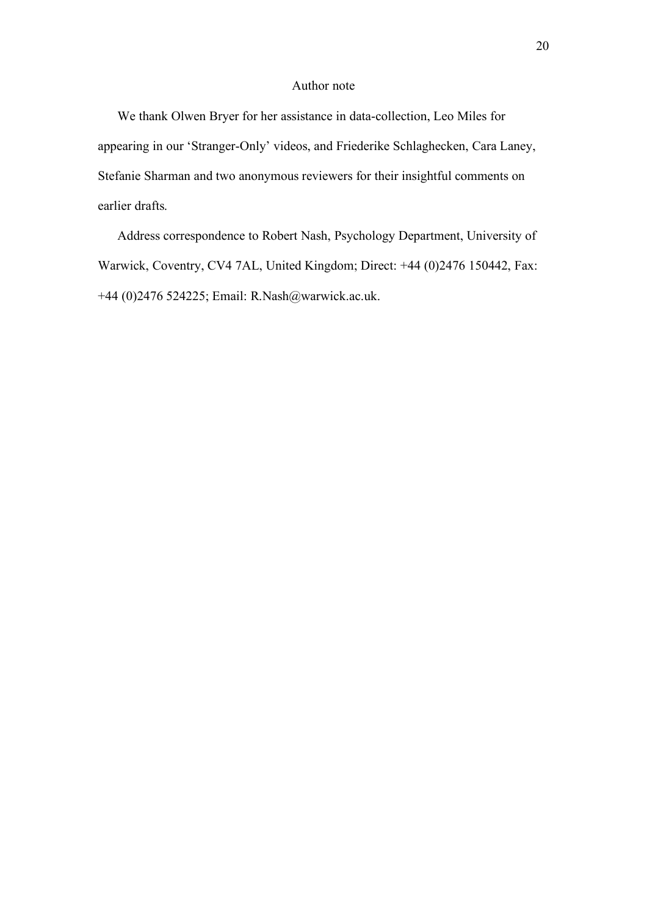# Author note

We thank Olwen Bryer for her assistance in data-collection, Leo Miles for appearing in our 'Stranger-Only' videos, and Friederike Schlaghecken, Cara Laney, Stefanie Sharman and two anonymous reviewers for their insightful comments on earlier drafts.

Address correspondence to Robert Nash, Psychology Department, University of Warwick, Coventry, CV4 7AL, United Kingdom; Direct: +44 (0)2476 150442, Fax: +44 (0)2476 524225; Email: R.Nash@warwick.ac.uk.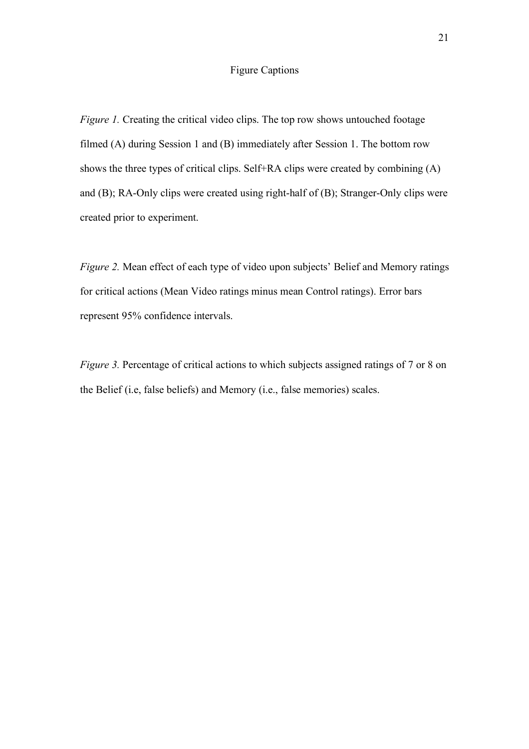# Figure Captions

*Figure 1.* Creating the critical video clips. The top row shows untouched footage filmed (A) during Session 1 and (B) immediately after Session 1. The bottom row shows the three types of critical clips. Self+RA clips were created by combining (A) and (B); RA-Only clips were created using right-half of (B); Stranger-Only clips were created prior to experiment.

*Figure 2.* Mean effect of each type of video upon subjects' Belief and Memory ratings for critical actions (Mean Video ratings minus mean Control ratings). Error bars represent 95% confidence intervals.

*Figure 3.* Percentage of critical actions to which subjects assigned ratings of 7 or 8 on the Belief (i.e, false beliefs) and Memory (i.e., false memories) scales.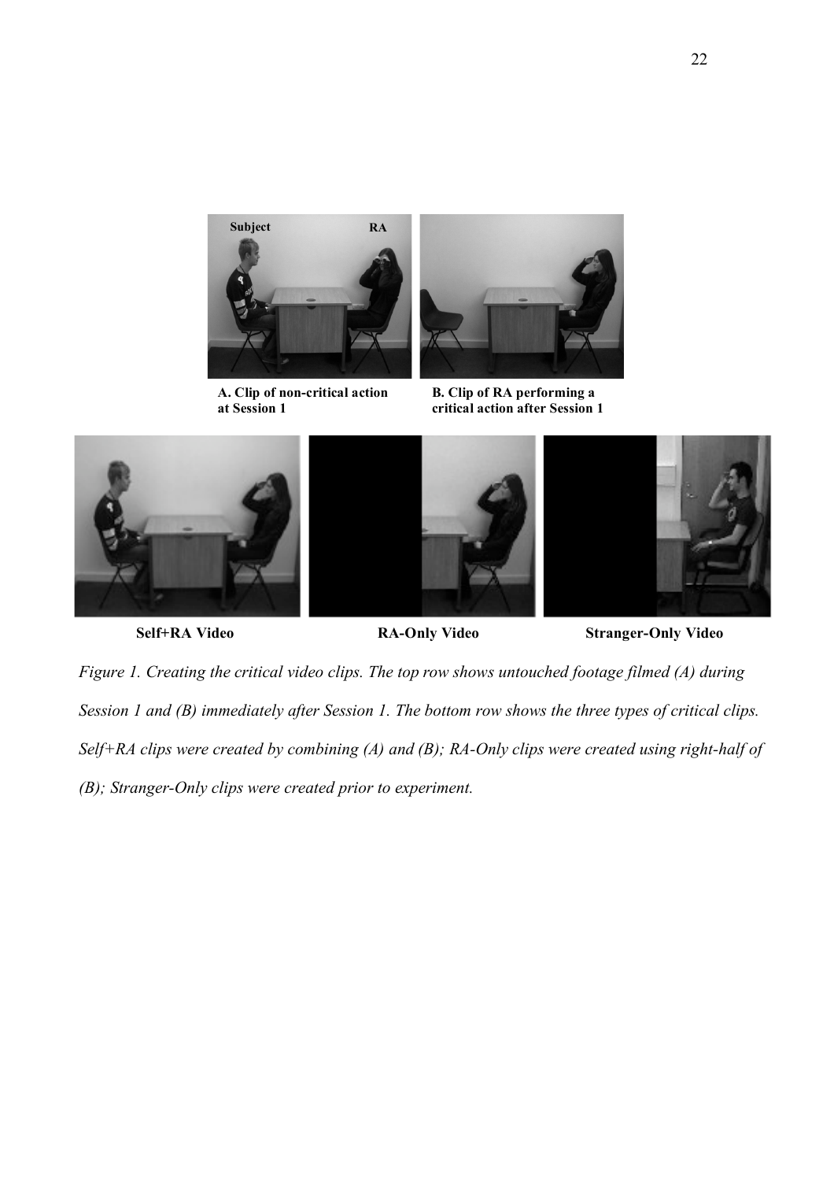Subject RA

A. Clip of non-critical action at Session 1

B. Clip of RA performing a critical action after Session 1

Self+RA Video

RA-Only Video

Stranger-Only Video

*Figure 1. Creating the critical video clips. The top row shows untouched footage filmed (A) during Session 1 and (B) immediately after Session 1. The bottom row shows the three types of critical clips. Self+RA clips were created by combining (A) and (B); RA-Only clips were created using right-half of (B); Stranger-Only clips were created prior to experiment.*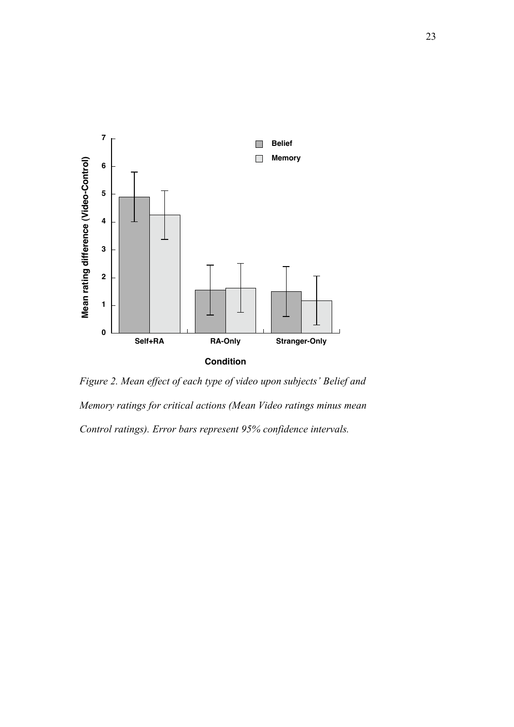*Figure 2.* *Mean effect of each type of video upon subjects' Belief and Memory ratings for critical actions (Mean Video ratings minus mean Control ratings). Error bars represent 95% confidence intervals.*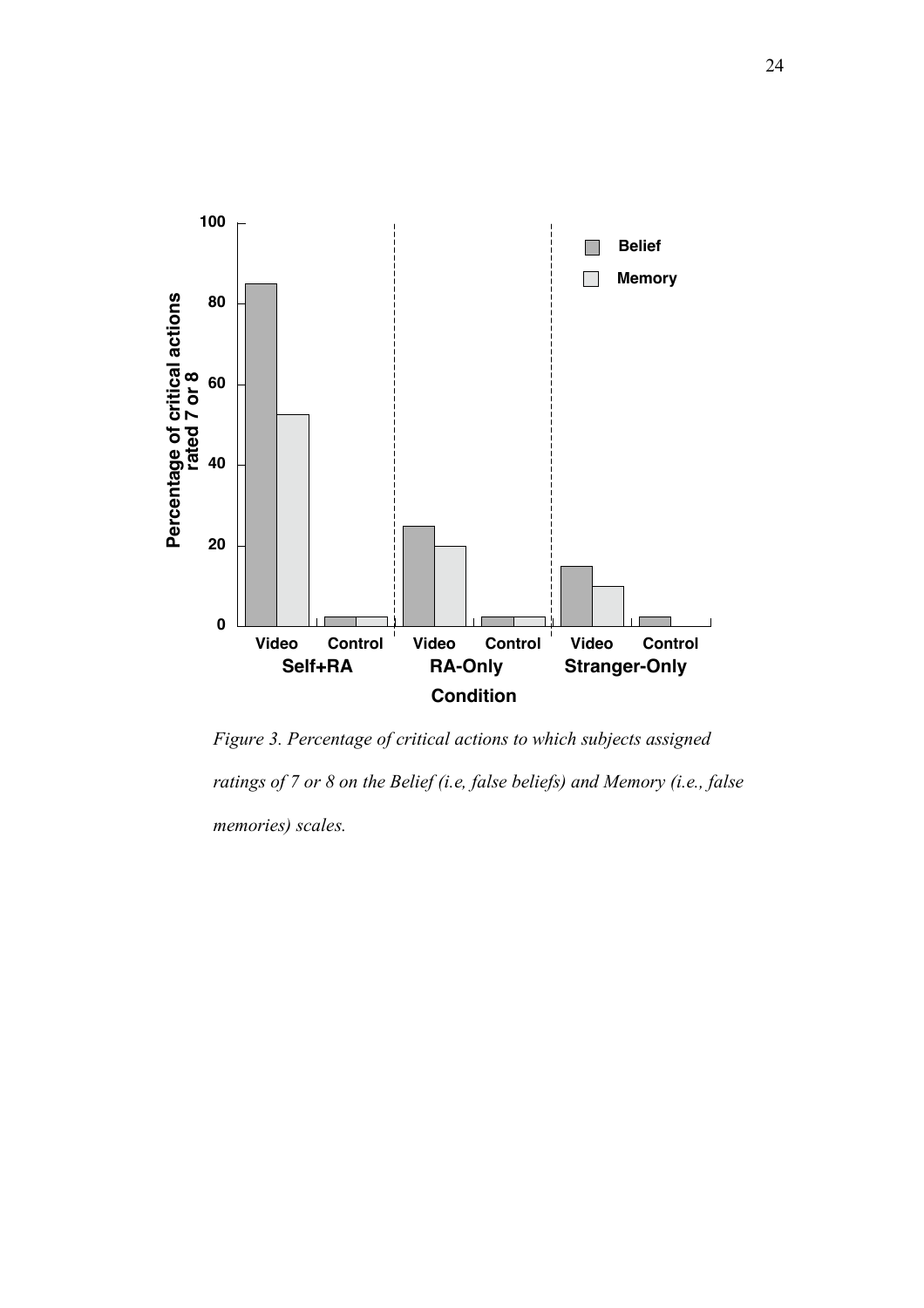100

80

60

40

20

0

Percentage of critical actions rated 7 or 8

Belief

Memory

Video

Control

Video

Control

Video

Control

Self+RA

RA-Only

Stranger-Only

Condition

*Figure 3. Percentage of critical actions to which subjects assigned ratings of 7 or 8 on the Belief (i.e, false beliefs) and Memory (i.e., false memories) scales.*